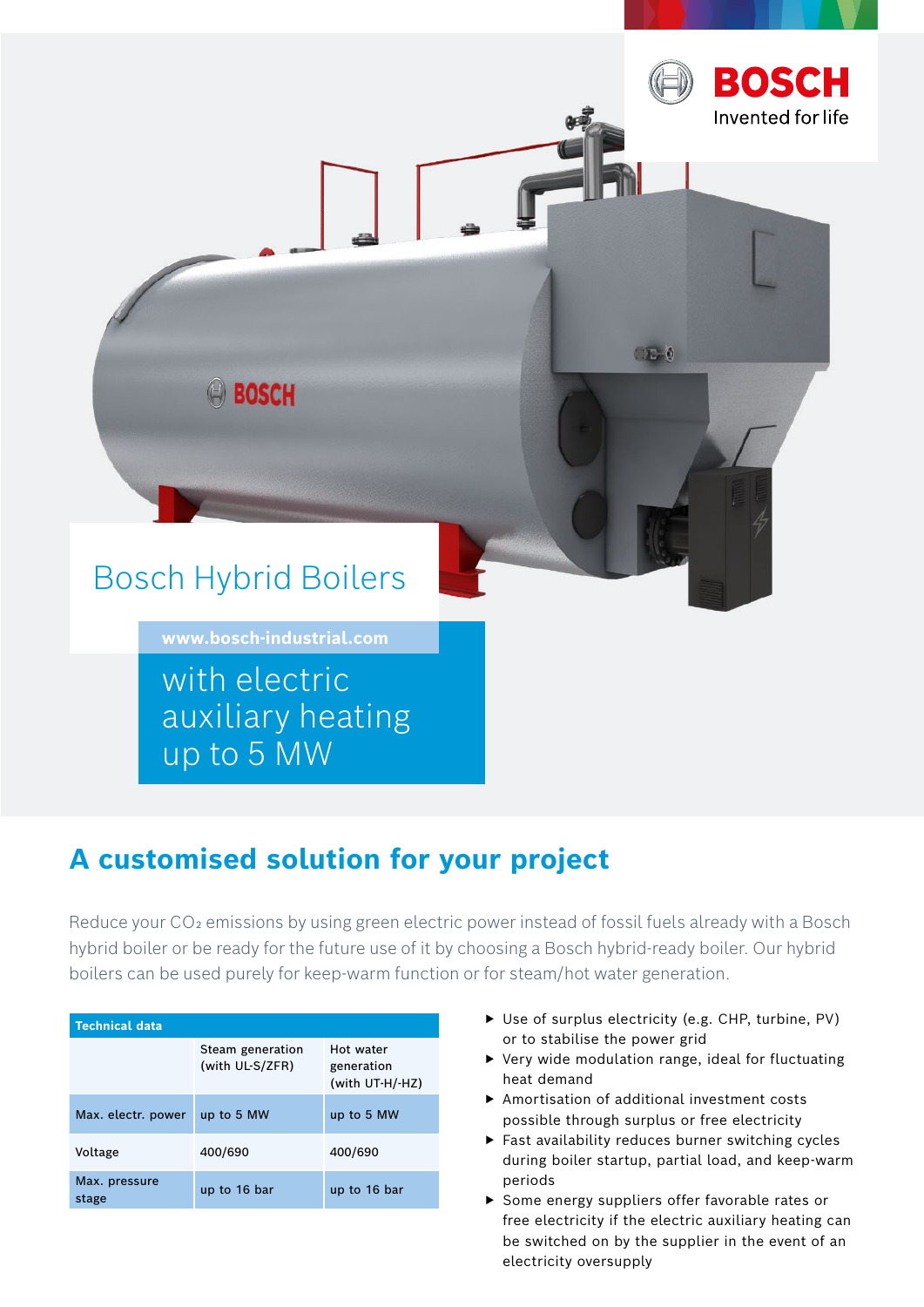BOSCH
Invented for life

# Bosch Hybrid Boilers

www.bosch-industrial.com

with electric auxiliary heating up to 5 MW

## A customised solution for your project

Reduce your $CO_2$ emissions by using green electric power instead of fossil fuels already with a Bosch hybrid boiler or be ready for the future use of it by choosing a Bosch hybrid-ready boiler. Our hybrid boilers can be used purely for keep-warm function or for steam/hot water generation.

| Technical data | | |
|---|---|---|
| | Steam generation (with UL-S/ZFR) | Hot water generation (with UT-H/-HZ) |
| Max. electr. power | up to 5 MW | up to 5 MW |
| Voltage | 400/690 | 400/690 |
| Max. pressure stage | up to 16 bar | up to 16 bar |

- Use of surplus electricity (e.g. CHP, turbine, PV) or to stabilise the power grid
- Very wide modulation range, ideal for fluctuating heat demand
- Amortisation of additional investment costs possible through surplus or free electricity
- Fast availability reduces burner switching cycles during boiler startup, partial load, and keep-warm periods
- Some energy suppliers offer favorable rates or free electricity if the electric auxiliary heating can be switched on by the supplier in the event of an electricity oversupply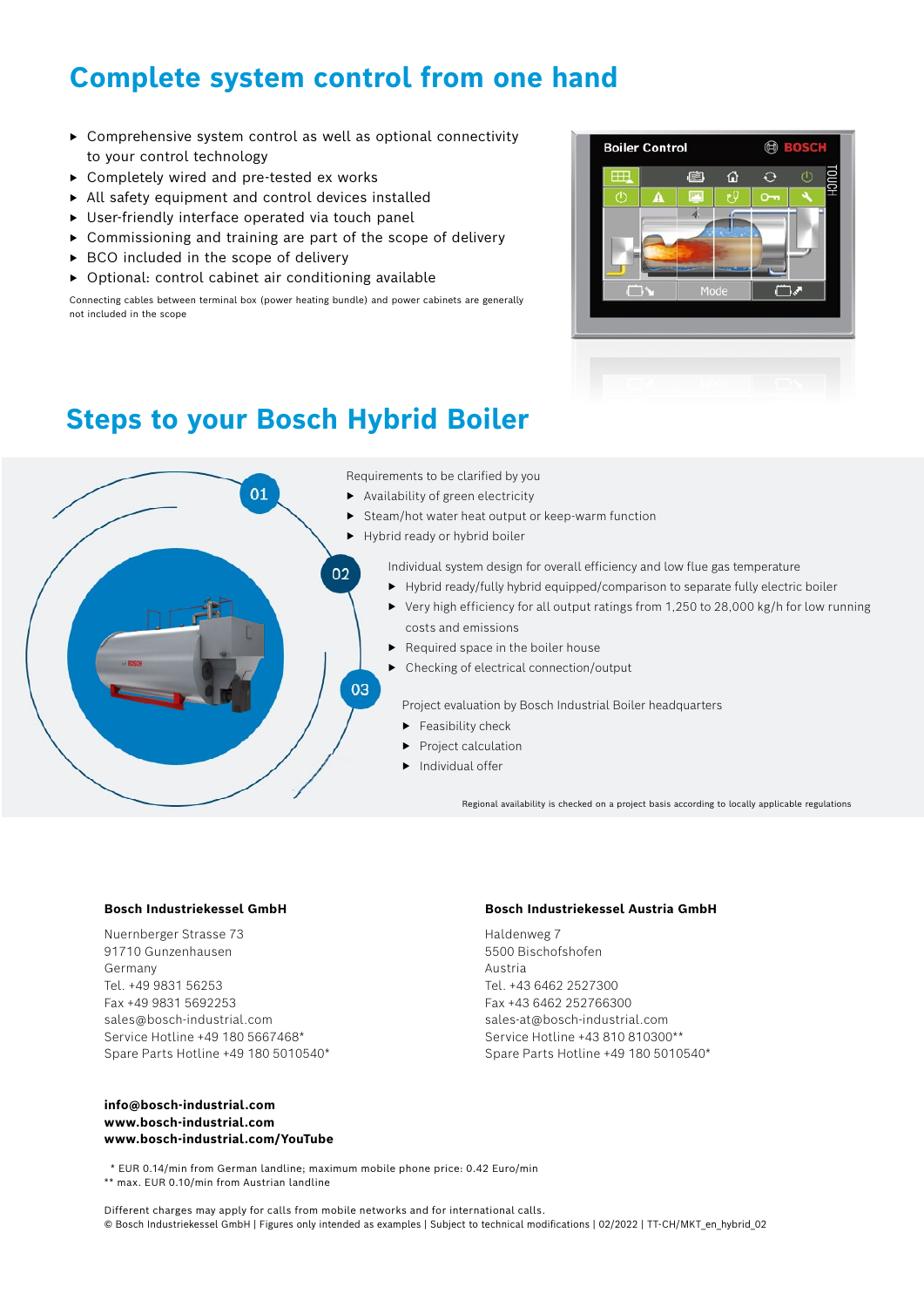# Complete system control from one hand

- Comprehensive system control as well as optional connectivity to your control technology
- Completely wired and pre-tested ex works
- All safety equipment and control devices installed
- User-friendly interface operated via touch panel
- Commissioning and training are part of the scope of delivery
- BCO included in the scope of delivery
- Optional: control cabinet air conditioning available

Connecting cables between terminal box (power heating bundle) and power cabinets are generally not included in the scope

# Steps to your Bosch Hybrid Boiler

01

Requirements to be clarified by you

- Availability of green electricity
- Steam/hot water heat output or keep-warm function
- Hybrid ready or hybrid boiler

02

Individual system design for overall efficiency and low flue gas temperature

- Hybrid ready/fully hybrid equipped/comparison to separate fully electric boiler
- Very high efficiency for all output ratings from 1,250 to 28,000 kg/h for low running costs and emissions
- Required space in the boiler house
- Checking of electrical connection/output

03

Project evaluation by Bosch Industrial Boiler headquarters

- Feasibility check
- Project calculation
- Individual offer

Regional availability is checked on a project basis according to locally applicable regulations

**Bosch Industriekessel GmbH**

Nuernberger Strasse 73
91710 Gunzenhausen
Germany
Tel. +49 9831 56253
Fax +49 9831 5692253
sales@bosch-industrial.com
Service Hotline +49 180 5667468*
Spare Parts Hotline +49 180 5010540*

**Bosch Industriekessel Austria GmbH**

Haldenweg 7
5500 Bischofshofen
Austria
Tel. +43 6462 2527300
Fax +43 6462 252766300
sales-at@bosch-industrial.com
Service Hotline +43 810 810300**
Spare Parts Hotline +49 180 5010540*

**info@bosch-industrial.com**
**www.bosch-industrial.com**
**www.bosch-industrial.com/YouTube**

\* EUR 0.14/min from German landline; maximum mobile phone price: 0.42 Euro/min
** max. EUR 0.10/min from Austrian landline

Different charges may apply for calls from mobile networks and for international calls.
© Bosch Industriekessel GmbH | Figures only intended as examples | Subject to technical modifications | 02/2022 | TT-CH/MKT_en_hybrid_02